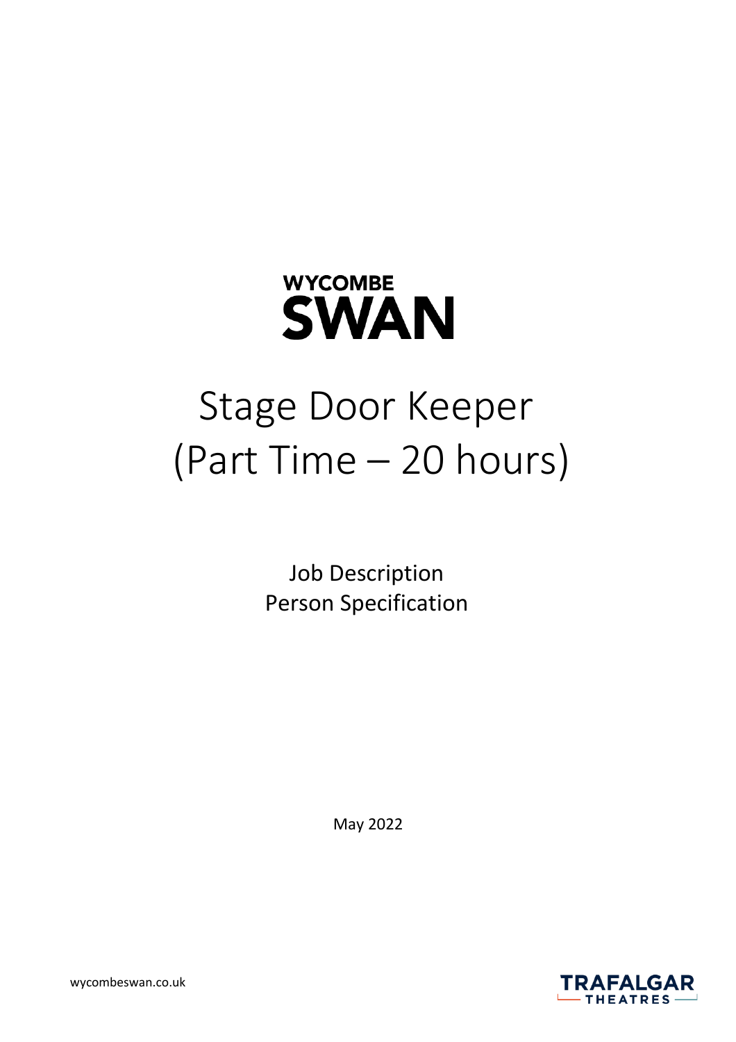WYCOMBE
SWAN

# Stage Door Keeper (Part Time – 20 hours)

Job Description
Person Specification

May 2022

wycombeswan.co.uk

TRAFALGAR THEATRES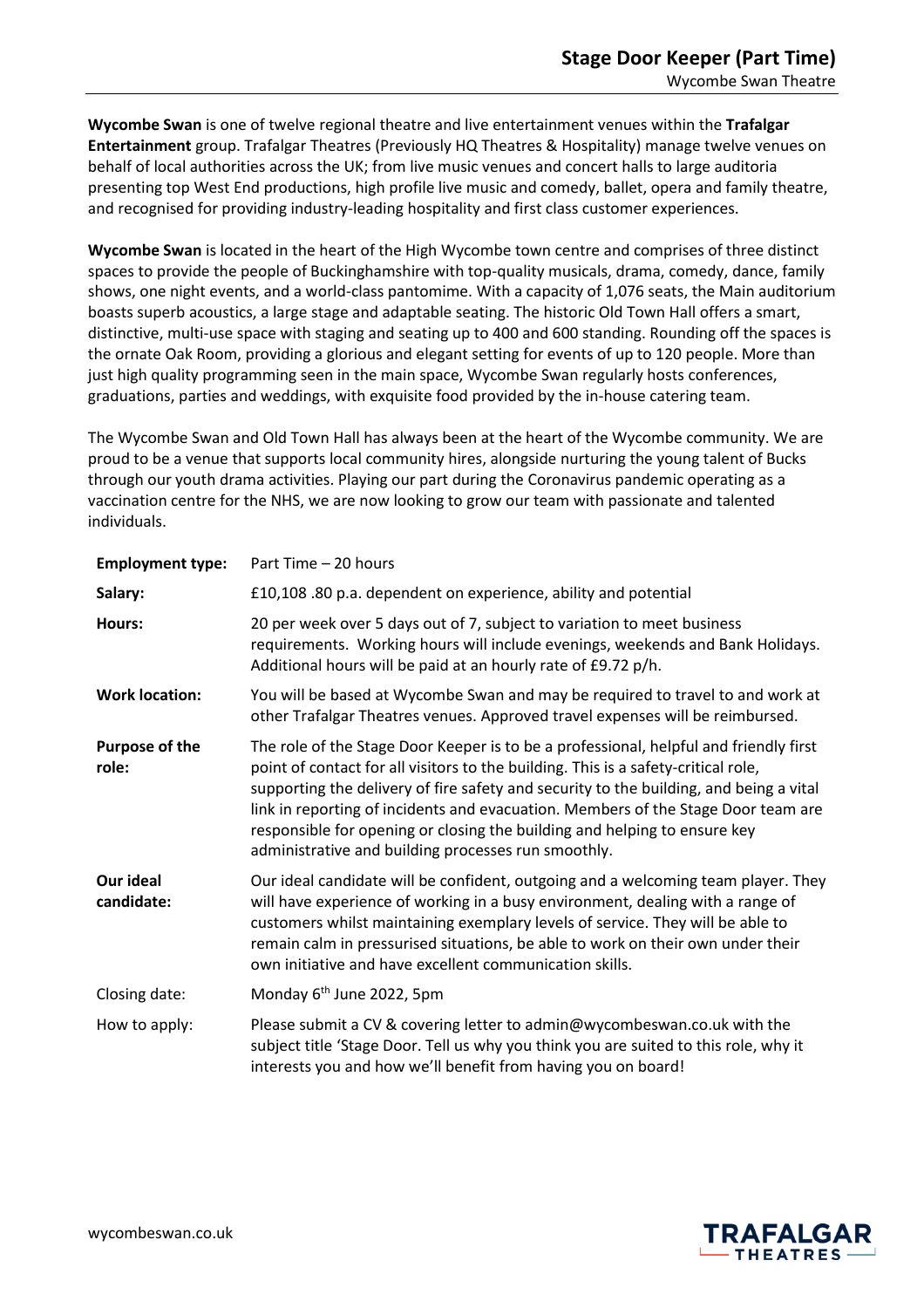# Stage Door Keeper (Part Time)

Wycombe Swan Theatre

**Wycombe Swan** is one of twelve regional theatre and live entertainment venues within the **Trafalgar Entertainment** group. Trafalgar Theatres (Previously HQ Theatres & Hospitality) manage twelve venues on behalf of local authorities across the UK; from live music venues and concert halls to large auditoria presenting top West End productions, high profile live music and comedy, ballet, opera and family theatre, and recognised for providing industry-leading hospitality and first class customer experiences.

**Wycombe Swan** is located in the heart of the High Wycombe town centre and comprises of three distinct spaces to provide the people of Buckinghamshire with top-quality musicals, drama, comedy, dance, family shows, one night events, and a world-class pantomime. With a capacity of 1,076 seats, the Main auditorium boasts superb acoustics, a large stage and adaptable seating. The historic Old Town Hall offers a smart, distinctive, multi-use space with staging and seating up to 400 and 600 standing. Rounding off the spaces is the ornate Oak Room, providing a glorious and elegant setting for events of up to 120 people. More than just high quality programming seen in the main space, Wycombe Swan regularly hosts conferences, graduations, parties and weddings, with exquisite food provided by the in-house catering team.

The Wycombe Swan and Old Town Hall has always been at the heart of the Wycombe community. We are proud to be a venue that supports local community hires, alongside nurturing the young talent of Bucks through our youth drama activities. Playing our part during the Coronavirus pandemic operating as a vaccination centre for the NHS, we are now looking to grow our team with passionate and talented individuals.

| | |
|---|---|
| **Employment type:** | Part Time – 20 hours |
| **Salary:** | £10,108 .80 p.a. dependent on experience, ability and potential |
| **Hours:** | 20 per week over 5 days out of 7, subject to variation to meet business requirements. Working hours will include evenings, weekends and Bank Holidays. Additional hours will be paid at an hourly rate of £9.72 p/h. |
| **Work location:** | You will be based at Wycombe Swan and may be required to travel to and work at other Trafalgar Theatres venues. Approved travel expenses will be reimbursed. |
| **Purpose of the role:** | The role of the Stage Door Keeper is to be a professional, helpful and friendly first point of contact for all visitors to the building. This is a safety-critical role, supporting the delivery of fire safety and security to the building, and being a vital link in reporting of incidents and evacuation. Members of the Stage Door team are responsible for opening or closing the building and helping to ensure key administrative and building processes run smoothly. |
| **Our ideal candidate:** | Our ideal candidate will be confident, outgoing and a welcoming team player. They will have experience of working in a busy environment, dealing with a range of customers whilst maintaining exemplary levels of service. They will be able to remain calm in pressurised situations, be able to work on their own under their own initiative and have excellent communication skills. |
| Closing date: | Monday 6th June 2022, 5pm |
| How to apply: | Please submit a CV & covering letter to admin@wycombeswan.co.uk with the subject title 'Stage Door. Tell us why you think you are suited to this role, why it interests you and how we'll benefit from having you on board! |

wycombeswan.co.uk

TRAFALGAR THEATRES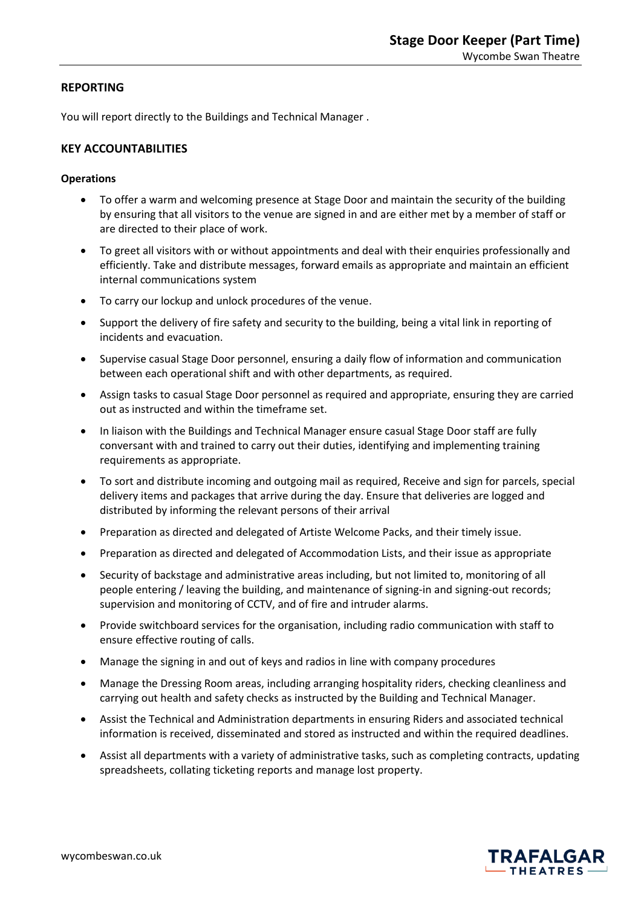## REPORTING

You will report directly to the Buildings and Technical Manager .

## KEY ACCOUNTABILITIES

### Operations

- To offer a warm and welcoming presence at Stage Door and maintain the security of the building by ensuring that all visitors to the venue are signed in and are either met by a member of staff or are directed to their place of work.
- To greet all visitors with or without appointments and deal with their enquiries professionally and efficiently. Take and distribute messages, forward emails as appropriate and maintain an efficient internal communications system
- To carry our lockup and unlock procedures of the venue.
- Support the delivery of fire safety and security to the building, being a vital link in reporting of incidents and evacuation.
- Supervise casual Stage Door personnel, ensuring a daily flow of information and communication between each operational shift and with other departments, as required.
- Assign tasks to casual Stage Door personnel as required and appropriate, ensuring they are carried out as instructed and within the timeframe set.
- In liaison with the Buildings and Technical Manager ensure casual Stage Door staff are fully conversant with and trained to carry out their duties, identifying and implementing training requirements as appropriate.
- To sort and distribute incoming and outgoing mail as required, Receive and sign for parcels, special delivery items and packages that arrive during the day. Ensure that deliveries are logged and distributed by informing the relevant persons of their arrival
- Preparation as directed and delegated of Artiste Welcome Packs, and their timely issue.
- Preparation as directed and delegated of Accommodation Lists, and their issue as appropriate
- Security of backstage and administrative areas including, but not limited to, monitoring of all people entering / leaving the building, and maintenance of signing-in and signing-out records; supervision and monitoring of CCTV, and of fire and intruder alarms.
- Provide switchboard services for the organisation, including radio communication with staff to ensure effective routing of calls.
- Manage the signing in and out of keys and radios in line with company procedures
- Manage the Dressing Room areas, including arranging hospitality riders, checking cleanliness and carrying out health and safety checks as instructed by the Building and Technical Manager.
- Assist the Technical and Administration departments in ensuring Riders and associated technical information is received, disseminated and stored as instructed and within the required deadlines.
- Assist all departments with a variety of administrative tasks, such as completing contracts, updating spreadsheets, collating ticketing reports and manage lost property.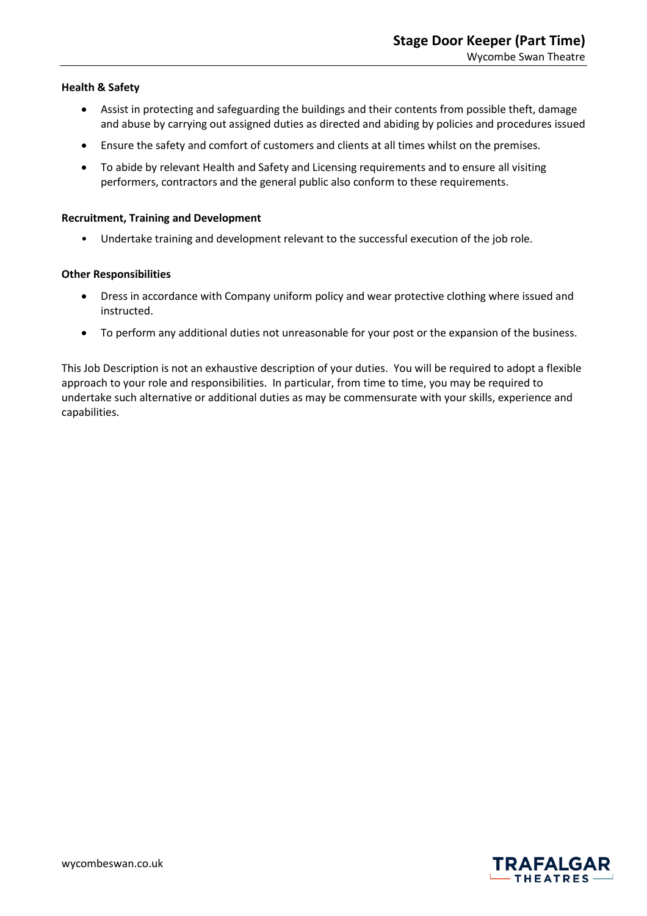**Health & Safety**

- Assist in protecting and safeguarding the buildings and their contents from possible theft, damage and abuse by carrying out assigned duties as directed and abiding by policies and procedures issued
- Ensure the safety and comfort of customers and clients at all times whilst on the premises.
- To abide by relevant Health and Safety and Licensing requirements and to ensure all visiting performers, contractors and the general public also conform to these requirements.

**Recruitment, Training and Development**

- Undertake training and development relevant to the successful execution of the job role.

**Other Responsibilities**

- Dress in accordance with Company uniform policy and wear protective clothing where issued and instructed.
- To perform any additional duties not unreasonable for your post or the expansion of the business.

This Job Description is not an exhaustive description of your duties. You will be required to adopt a flexible approach to your role and responsibilities. In particular, from time to time, you may be required to undertake such alternative or additional duties as may be commensurate with your skills, experience and capabilities.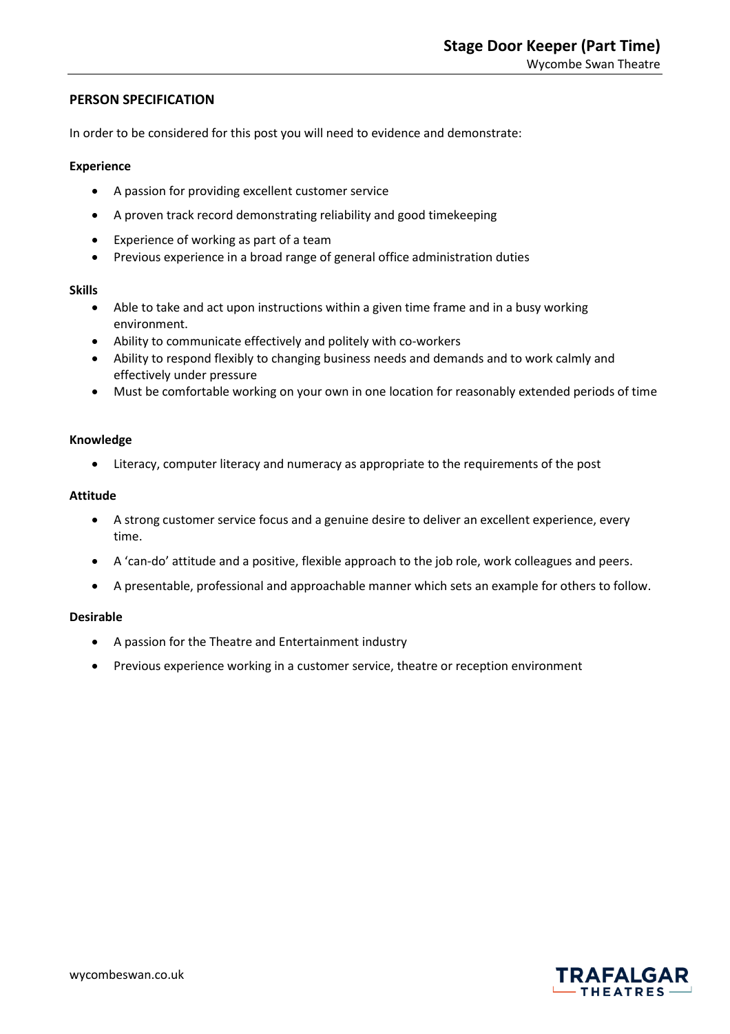## PERSON SPECIFICATION

In order to be considered for this post you will need to evidence and demonstrate:

**Experience**

- A passion for providing excellent customer service
- A proven track record demonstrating reliability and good timekeeping
- Experience of working as part of a team
- Previous experience in a broad range of general office administration duties

**Skills**

- Able to take and act upon instructions within a given time frame and in a busy working environment.
- Ability to communicate effectively and politely with co-workers
- Ability to respond flexibly to changing business needs and demands and to work calmly and effectively under pressure
- Must be comfortable working on your own in one location for reasonably extended periods of time

**Knowledge**

- Literacy, computer literacy and numeracy as appropriate to the requirements of the post

**Attitude**

- A strong customer service focus and a genuine desire to deliver an excellent experience, every time.
- A 'can-do' attitude and a positive, flexible approach to the job role, work colleagues and peers.
- A presentable, professional and approachable manner which sets an example for others to follow.

**Desirable**

- A passion for the Theatre and Entertainment industry
- Previous experience working in a customer service, theatre or reception environment